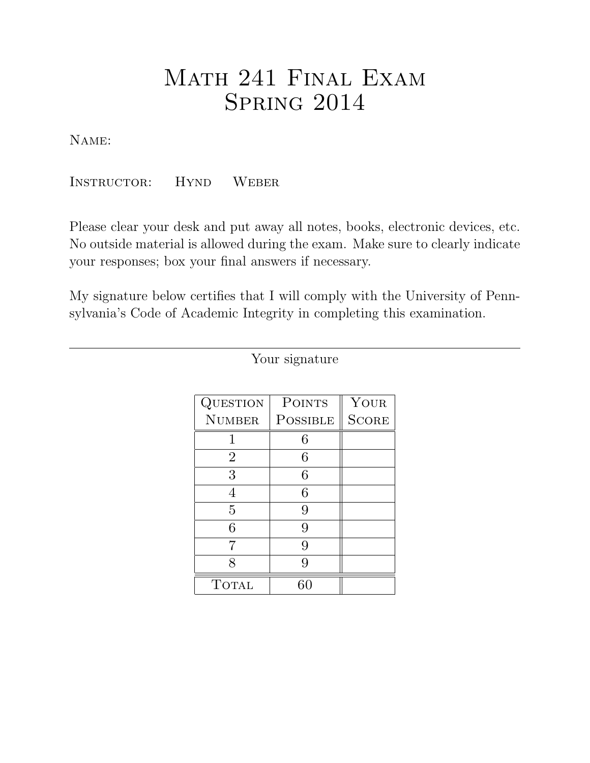# Math 241 Final Exam
# Spring 2014

Name:

Instructor: Hynd Weber

Please clear your desk and put away all notes, books, electronic devices, etc. No outside material is allowed during the exam. Make sure to clearly indicate your responses; box your final answers if necessary.

My signature below certifies that I will comply with the University of Pennsylvania's Code of Academic Integrity in completing this examination.

---

Your signature

| Question Number | Points Possible | Your Score |
|---|---|---|
| 1 | 6 | |
| 2 | 6 | |
| 3 | 6 | |
| 4 | 6 | |
| 5 | 9 | |
| 6 | 9 | |
| 7 | 9 | |
| 8 | 9 | |
| Total | 60 | |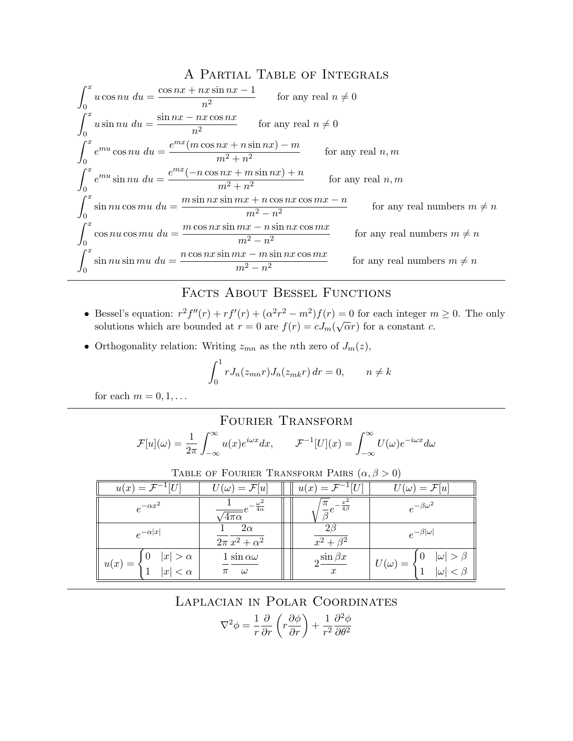# A Partial Table of Integrals

$$\int_0^x u\cos nu\ du = \frac{\cos nx + nx\sin nx - 1}{n^2} \qquad \text{for any real } n \neq 0$$

$$\int_0^x u\sin nu\ du = \frac{\sin nx - nx\cos nx}{n^2} \qquad \text{for any real } n \neq 0$$

$$\int_0^x e^{mu}\cos nu\ du = \frac{e^{mx}(m\cos nx + n\sin nx) - m}{m^2+n^2} \qquad \text{for any real } n, m$$

$$\int_0^x e^{mu}\sin nu\ du = \frac{e^{mx}(-n\cos nx + m\sin nx) + n}{m^2+n^2} \qquad \text{for any real } n, m$$

$$\int_0^x \sin nu\cos mu\ du = \frac{m\sin nx\sin mx + n\cos nx\cos mx - n}{m^2-n^2} \qquad \text{for any real numbers } m \neq n$$

$$\int_0^x \cos nu\cos mu\ du = \frac{m\cos nx\sin mx - n\sin nx\cos mx}{m^2-n^2} \qquad \text{for any real numbers } m \neq n$$

$$\int_0^x \sin nu\sin mu\ du = \frac{n\cos nx\sin mx - m\sin nx\cos mx}{m^2-n^2} \qquad \text{for any real numbers } m \neq n$$

---

# Facts About Bessel Functions

- Bessel's equation: $r^2 f''(r) + rf'(r) + (\alpha^2 r^2 - m^2)f(r) = 0$ for each integer $m \geq 0$. The only solutions which are bounded at $r = 0$ are $f(r) = cJ_m(\sqrt{\alpha}r)$ for a constant $c$.
- Orthogonality relation: Writing $z_{mn}$ as the $n$th zero of $J_m(z)$,

$$\int_0^1 rJ_n(z_{mn}r)J_n(z_{mk}r)\,dr = 0, \qquad n \neq k$$

for each $m = 0, 1, \ldots$

---

# Fourier Transform

$$\mathcal{F}[u](\omega) = \frac{1}{2\pi}\int_{-\infty}^{\infty} u(x)e^{i\omega x}dx, \qquad \mathcal{F}^{-1}[U](x) = \int_{-\infty}^{\infty} U(\omega)e^{-i\omega x}d\omega$$

Table of Fourier Transform Pairs ($\alpha, \beta > 0$)

| $u(x) = \mathcal{F}^{-1}[U]$ | $U(\omega) = \mathcal{F}[u]$ | $u(x) = \mathcal{F}^{-1}[U]$ | $U(\omega) = \mathcal{F}[u]$ |
|---|---|---|---|
| $e^{-\alpha x^2}$ | $\frac{1}{\sqrt{4\pi\alpha}}e^{-\frac{\omega^2}{4\alpha}}$ | $\sqrt{\frac{\pi}{\beta}}e^{-\frac{x^2}{4\beta}}$ | $e^{-\beta\omega^2}$ |
| $e^{-\alpha\|x\|}$ | $\frac{1}{2\pi}\frac{2\alpha}{x^2+\alpha^2}$ | $\frac{2\beta}{x^2+\beta^2}$ | $e^{-\beta\|\omega\|}$ |
| $u(x) = \begin{cases} 0 & \|x\| > \alpha \\ 1 & \|x\| < \alpha \end{cases}$ | $\frac{1}{\pi}\frac{\sin\alpha\omega}{\omega}$ | $2\frac{\sin\beta x}{x}$ | $U(\omega) = \begin{cases} 0 & \|\omega\| > \beta \\ 1 & \|\omega\| < \beta \end{cases}$ |

---

# Laplacian in Polar Coordinates

$$\nabla^2\phi = \frac{1}{r}\frac{\partial}{\partial r}\left(r\frac{\partial\phi}{\partial r}\right) + \frac{1}{r^2}\frac{\partial^2\phi}{\partial\theta^2}$$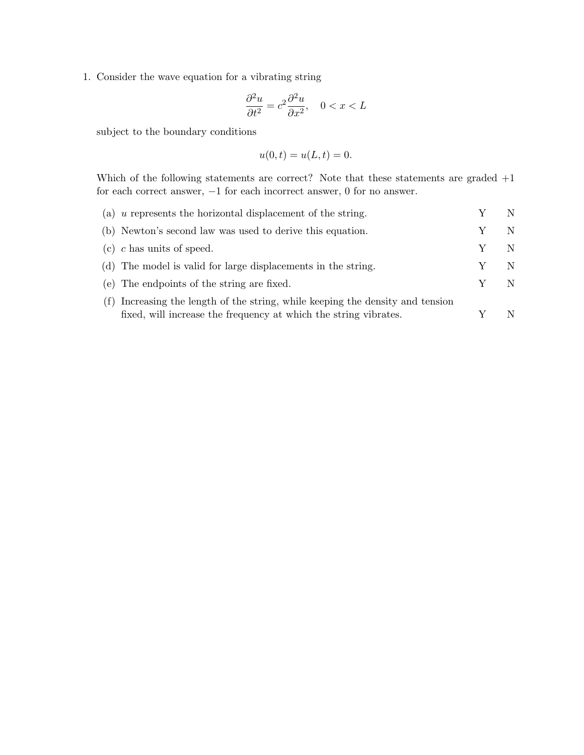1. Consider the wave equation for a vibrating string

$$\frac{\partial^2 u}{\partial t^2} = c^2 \frac{\partial^2 u}{\partial x^2}, \quad 0 < x < L$$

subject to the boundary conditions

$$u(0, t) = u(L, t) = 0.$$

Which of the following statements are correct? Note that these statements are graded +1 for each correct answer, −1 for each incorrect answer, 0 for no answer.

(a) $u$ represents the horizontal displacement of the string. Y N

(b) Newton's second law was used to derive this equation. Y N

(c) $c$ has units of speed. Y N

(d) The model is valid for large displacements in the string. Y N

(e) The endpoints of the string are fixed. Y N

(f) Increasing the length of the string, while keeping the density and tension fixed, will increase the frequency at which the string vibrates. Y N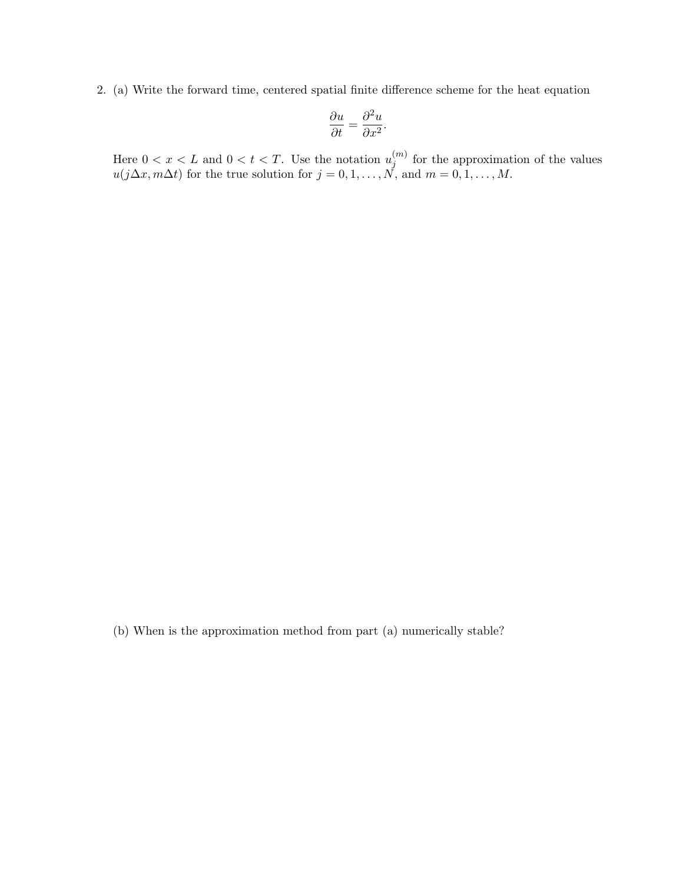2. (a) Write the forward time, centered spatial finite difference scheme for the heat equation

$$\frac{\partial u}{\partial t} = \frac{\partial^2 u}{\partial x^2}.$$

Here $0 < x < L$ and $0 < t < T$. Use the notation $u_j^{(m)}$ for the approximation of the values $u(j\Delta x, m\Delta t)$ for the true solution for $j = 0, 1, \ldots, N$, and $m = 0, 1, \ldots, M$.

(b) When is the approximation method from part (a) numerically stable?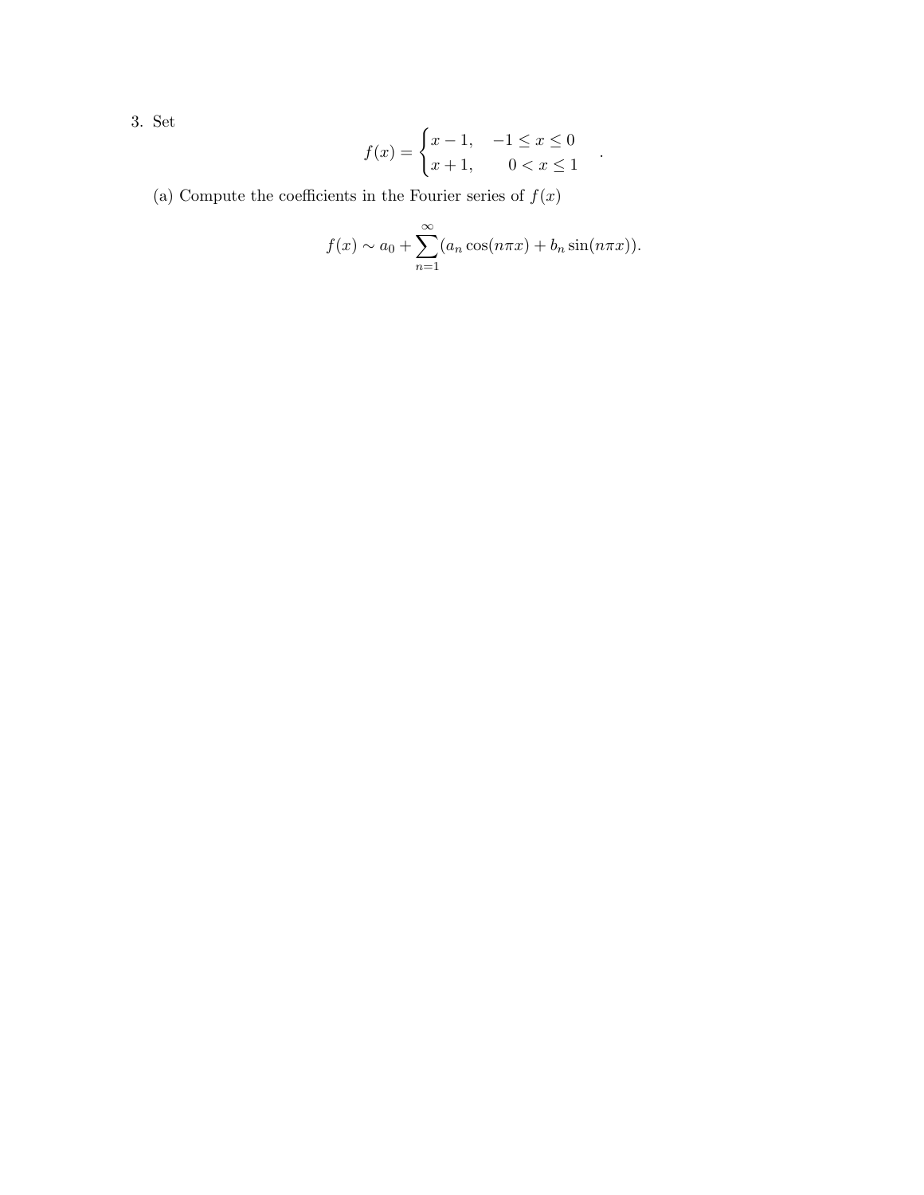3. Set

$$f(x) = \begin{cases} x - 1, & -1 \le x \le 0 \\ x + 1, & 0 < x \le 1 \end{cases}.$$

(a) Compute the coefficients in the Fourier series of $f(x)$

$$f(x) \sim a_0 + \sum_{n=1}^{\infty} (a_n \cos(n\pi x) + b_n \sin(n\pi x)).$$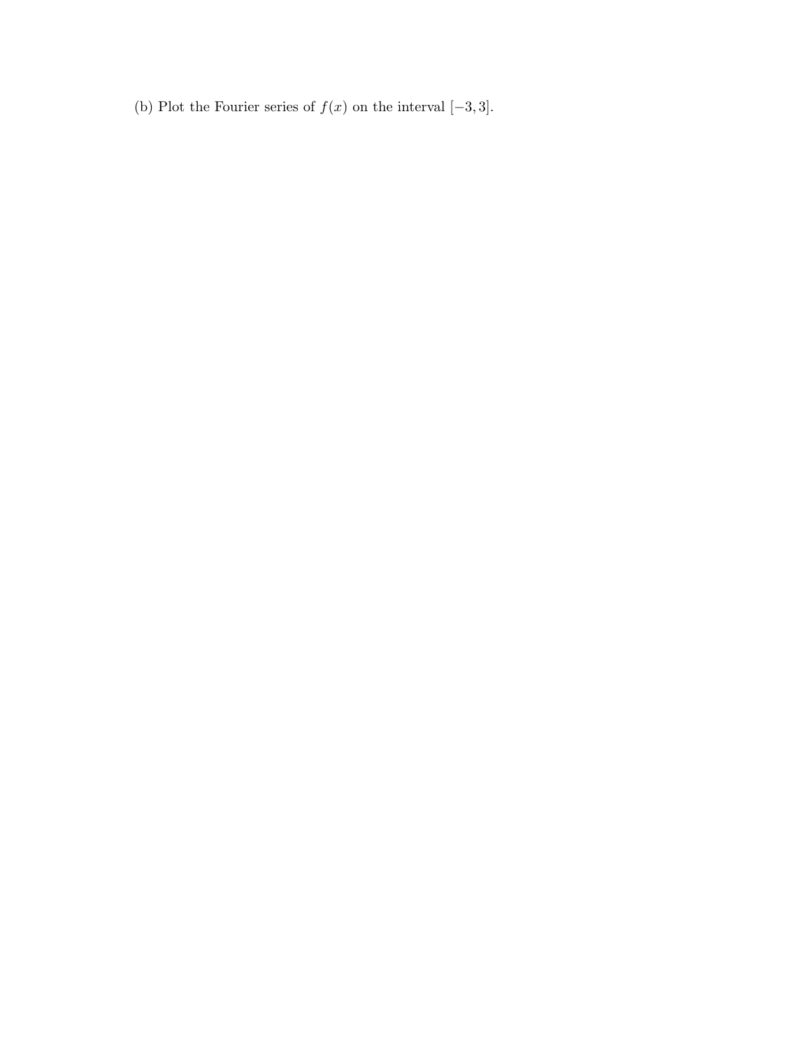(b) Plot the Fourier series of $f(x)$ on the interval $[-3, 3]$.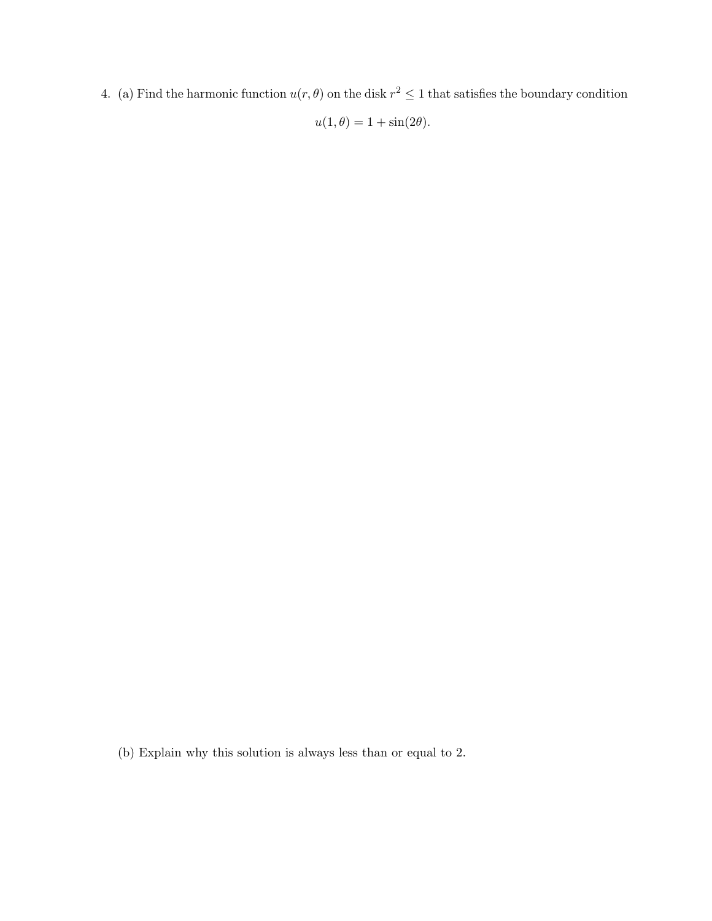4. (a) Find the harmonic function $u(r, \theta)$ on the disk $r^2 \leq 1$ that satisfies the boundary condition

$$u(1, \theta) = 1 + \sin(2\theta).$$

(b) Explain why this solution is always less than or equal to 2.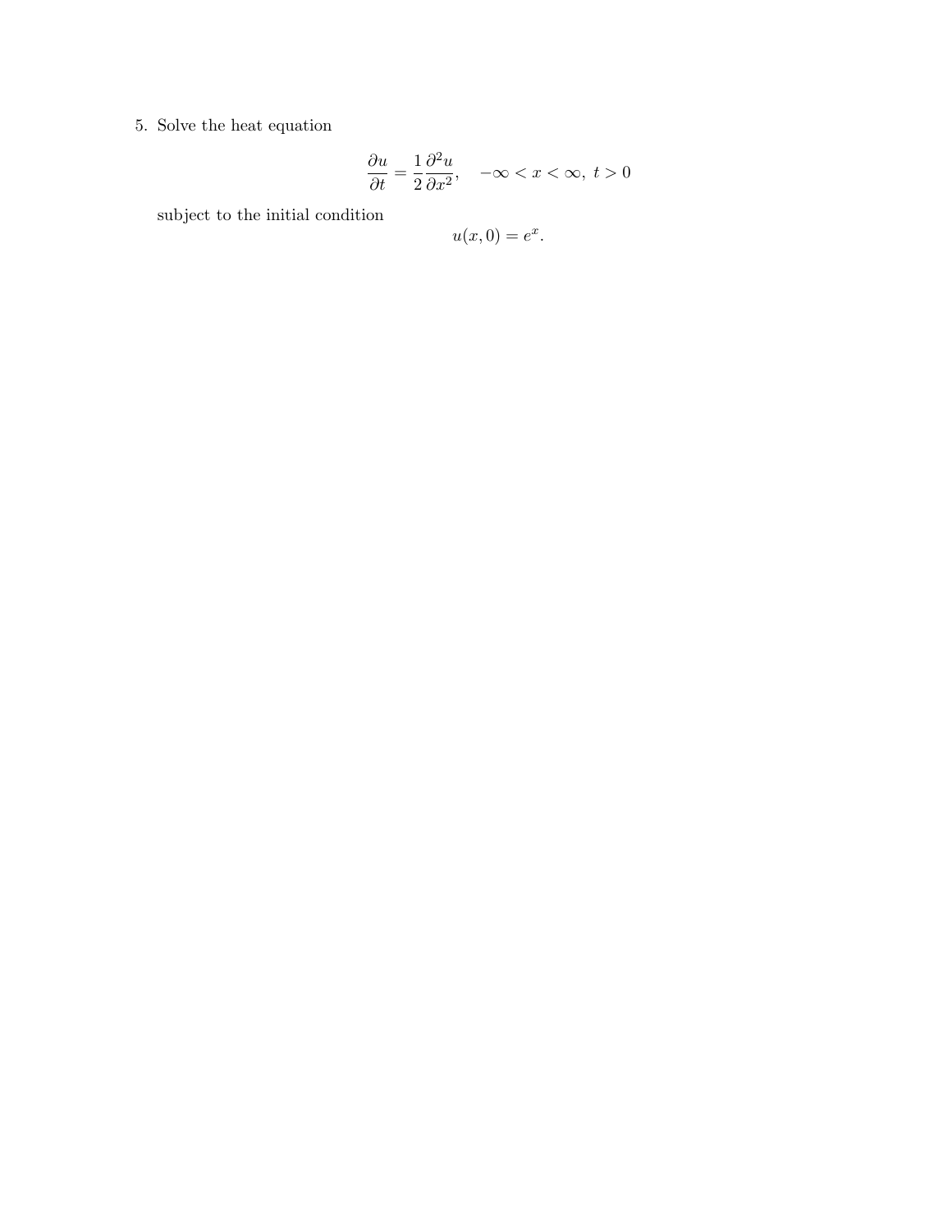5. Solve the heat equation

$$\frac{\partial u}{\partial t} = \frac{1}{2}\frac{\partial^2 u}{\partial x^2}, \quad -\infty < x < \infty,\ t > 0$$

subject to the initial condition

$$u(x, 0) = e^x.$$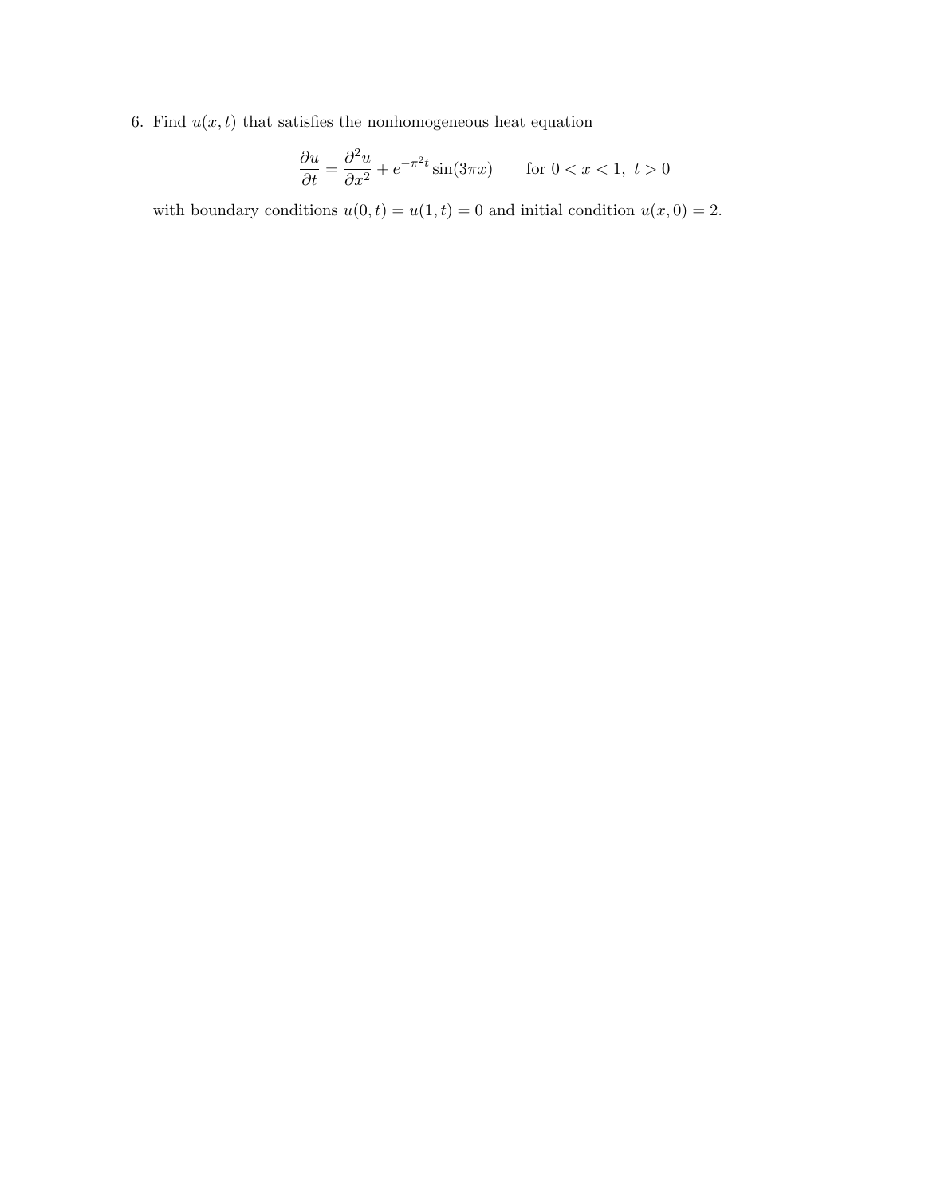6. Find $u(x,t)$ that satisfies the nonhomogeneous heat equation

$$\frac{\partial u}{\partial t} = \frac{\partial^2 u}{\partial x^2} + e^{-\pi^2 t} \sin(3\pi x) \qquad \text{for } 0 < x < 1,\ t > 0$$

with boundary conditions $u(0,t) = u(1,t) = 0$ and initial condition $u(x,0) = 2$.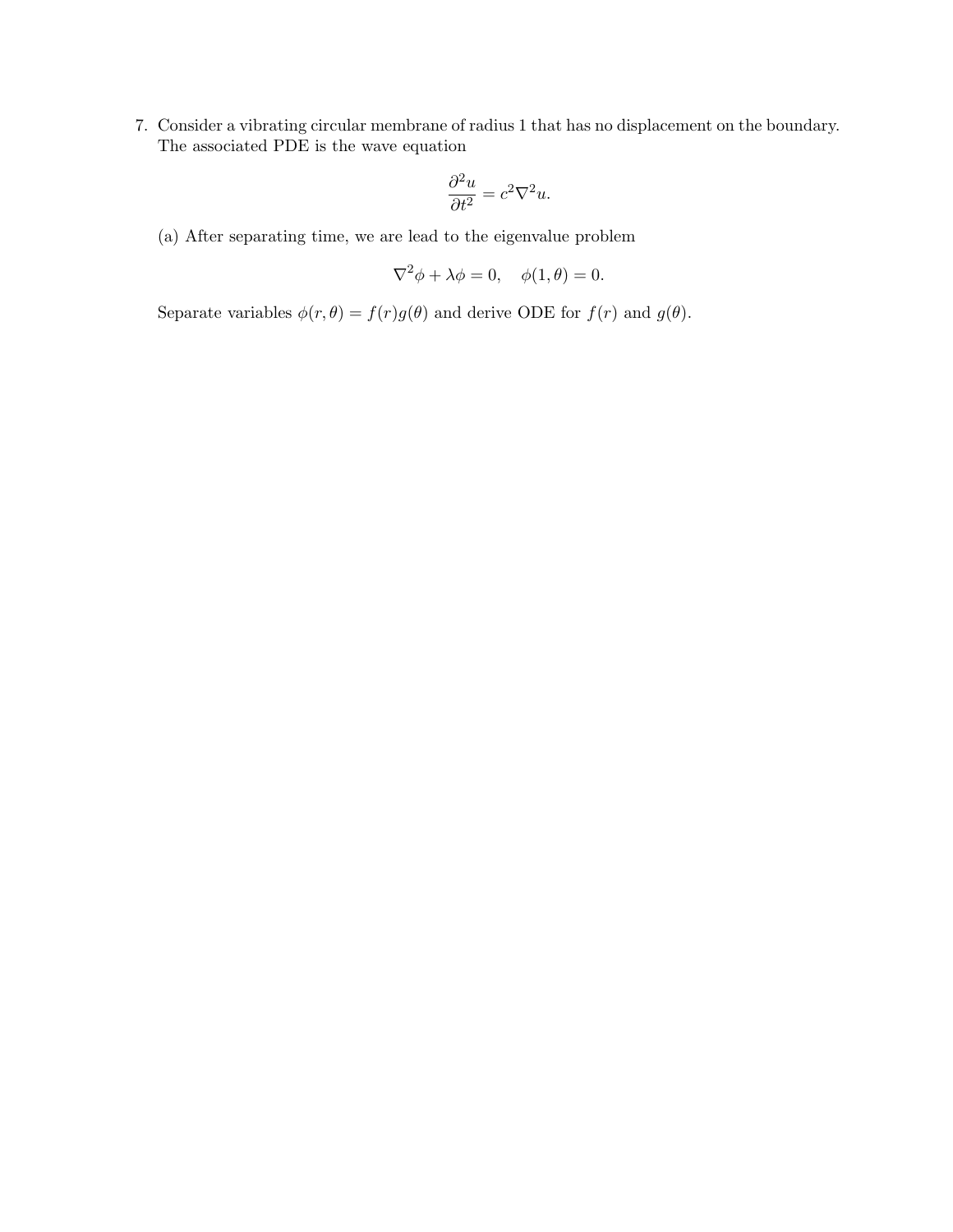7. Consider a vibrating circular membrane of radius 1 that has no displacement on the boundary. The associated PDE is the wave equation

$$\frac{\partial^2 u}{\partial t^2} = c^2 \nabla^2 u.$$

(a) After separating time, we are lead to the eigenvalue problem

$$\nabla^2 \phi + \lambda \phi = 0, \quad \phi(1, \theta) = 0.$$

Separate variables $\phi(r, \theta) = f(r)g(\theta)$ and derive ODE for $f(r)$ and $g(\theta)$.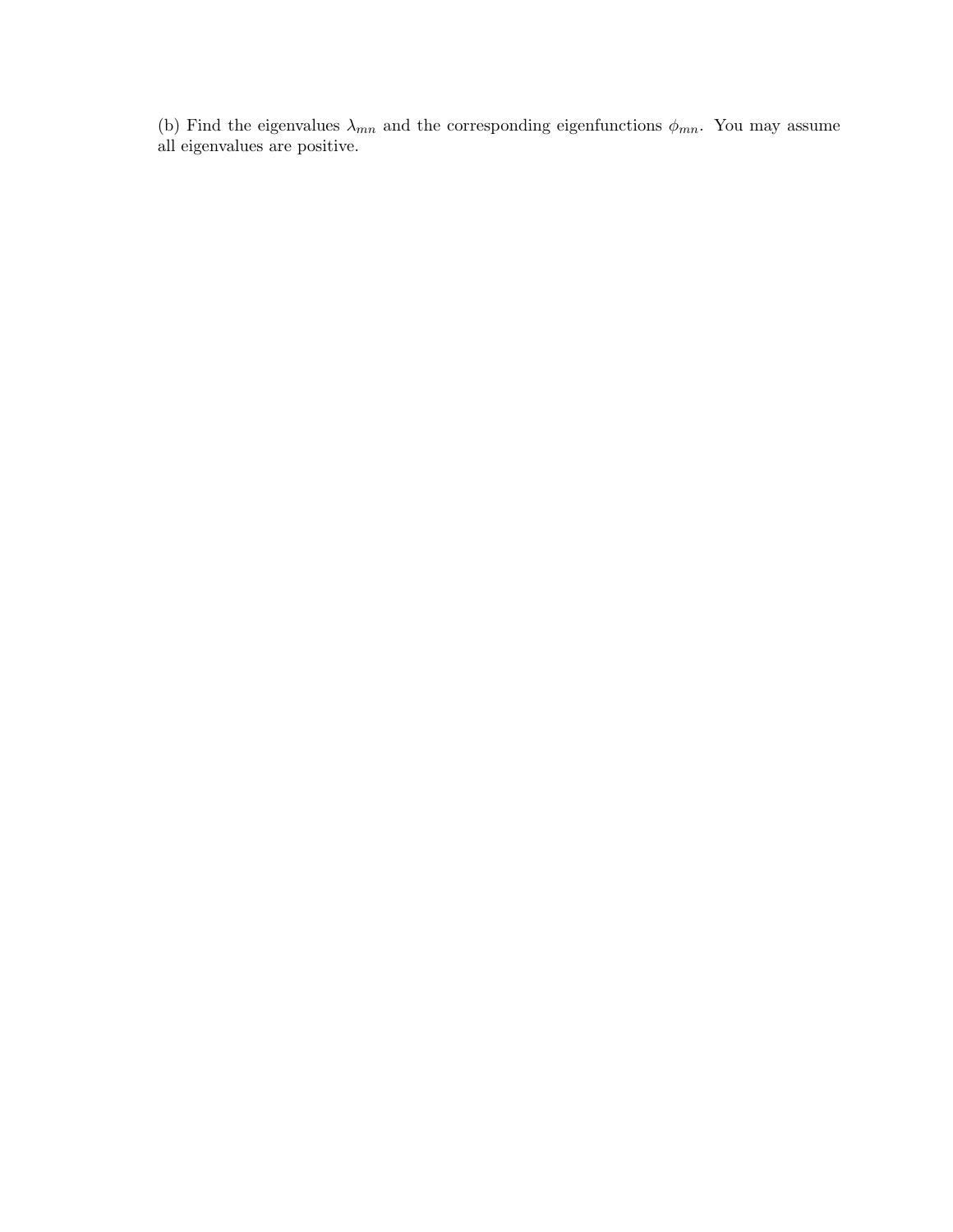(b) Find the eigenvalues $\lambda_{mn}$ and the corresponding eigenfunctions $\phi_{mn}$. You may assume all eigenvalues are positive.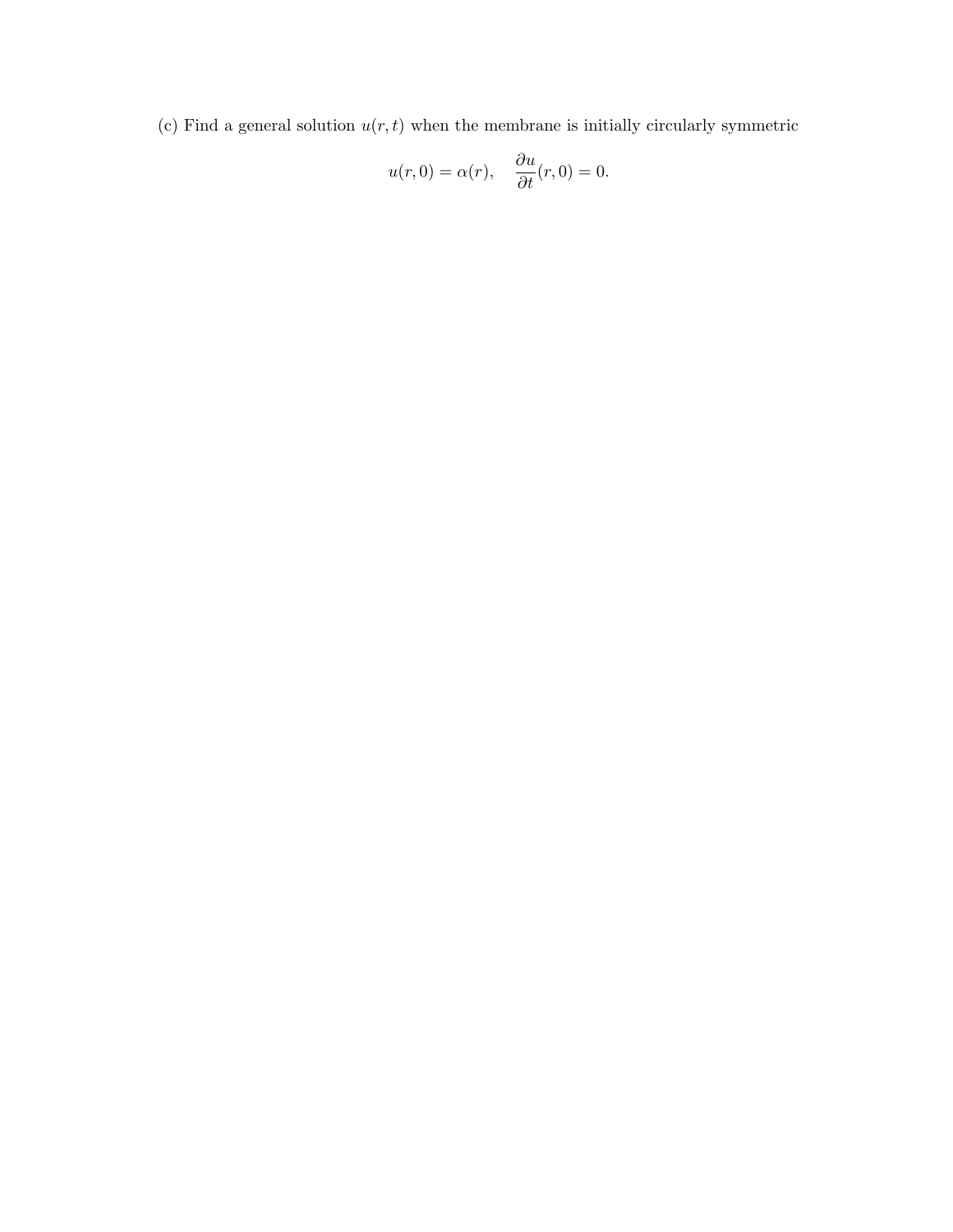(c) Find a general solution $u(r,t)$ when the membrane is initially circularly symmetric

$$u(r,0) = \alpha(r), \quad \frac{\partial u}{\partial t}(r,0) = 0.$$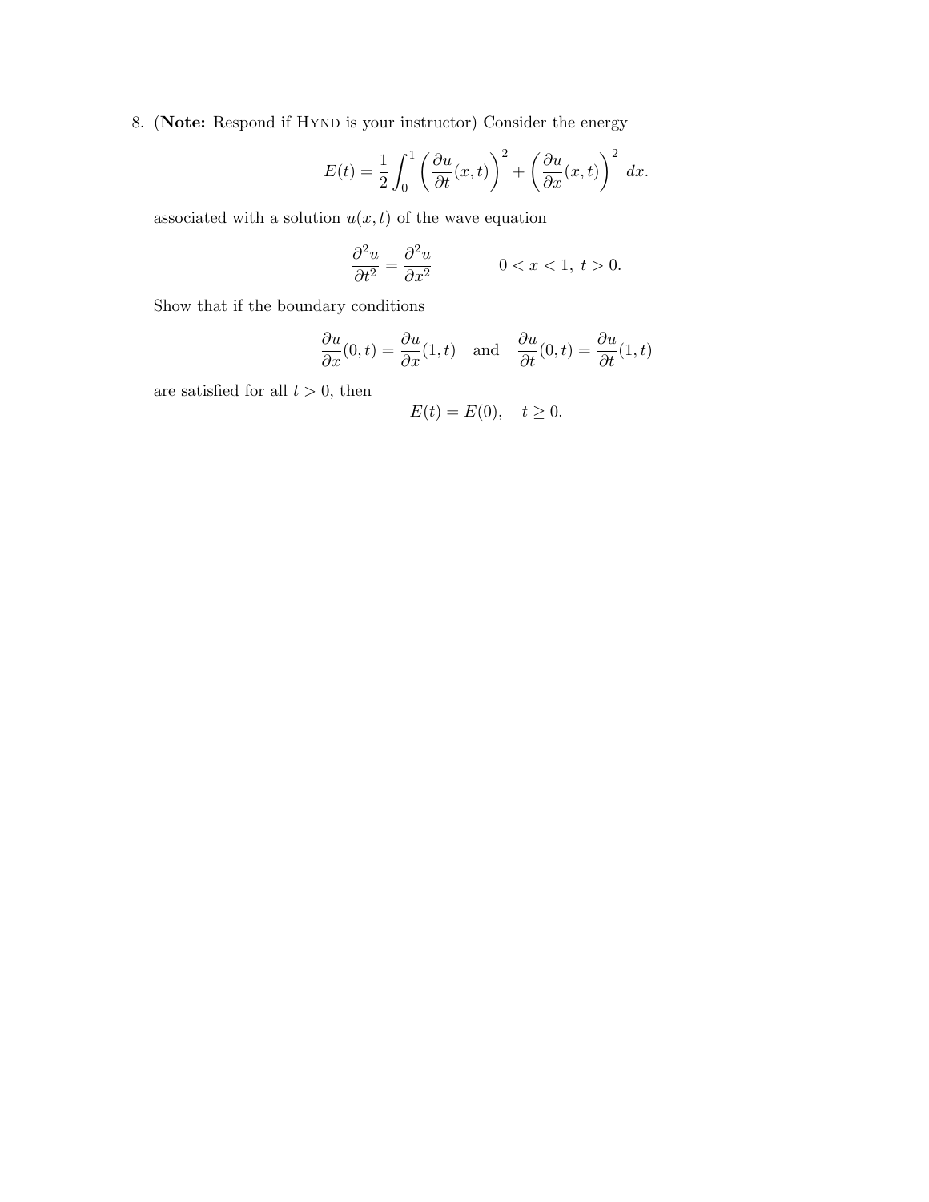8. (**Note:** Respond if Hynd is your instructor) Consider the energy

$$E(t) = \frac{1}{2}\int_0^1 \left(\frac{\partial u}{\partial t}(x,t)\right)^2 + \left(\frac{\partial u}{\partial x}(x,t)\right)^2 \, dx.$$

associated with a solution $u(x,t)$ of the wave equation

$$\frac{\partial^2 u}{\partial t^2} = \frac{\partial^2 u}{\partial x^2} \qquad 0 < x < 1, \; t > 0.$$

Show that if the boundary conditions

$$\frac{\partial u}{\partial x}(0,t) = \frac{\partial u}{\partial x}(1,t) \quad \text{and} \quad \frac{\partial u}{\partial t}(0,t) = \frac{\partial u}{\partial t}(1,t)$$

are satisfied for all $t > 0$, then

$$E(t) = E(0), \quad t \geq 0.$$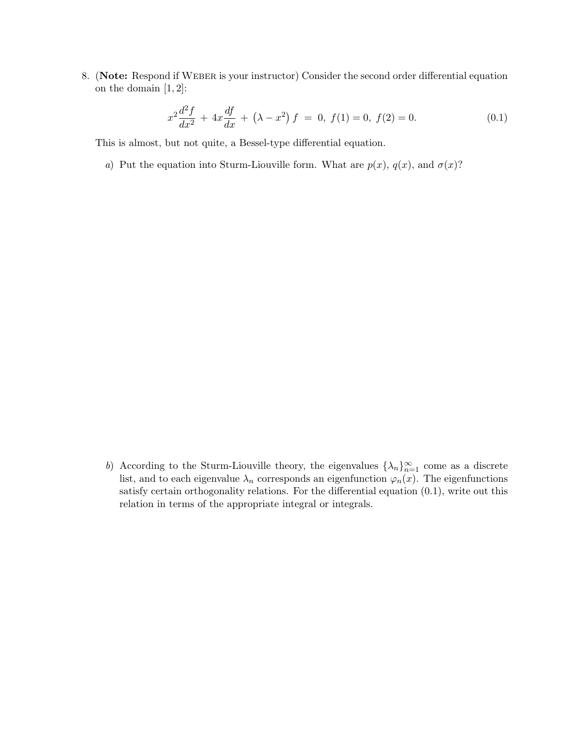8. (**Note:** Respond if WEBER is your instructor) Consider the second order differential equation on the domain $[1, 2]$:

$$x^2 \frac{d^2 f}{dx^2} + 4x \frac{df}{dx} + \left(\lambda - x^2\right) f = 0, \; f(1) = 0, \; f(2) = 0. \tag{0.1}$$

This is almost, but not quite, a Bessel-type differential equation.

*a)* Put the equation into Sturm-Liouville form. What are $p(x)$, $q(x)$, and $\sigma(x)$?

*b)* According to the Sturm-Liouville theory, the eigenvalues $\{\lambda_n\}_{n=1}^{\infty}$ come as a discrete list, and to each eigenvalue $\lambda_n$ corresponds an eigenfunction $\varphi_n(x)$. The eigenfunctions satisfy certain orthogonality relations. For the differential equation (0.1), write out this relation in terms of the appropriate integral or integrals.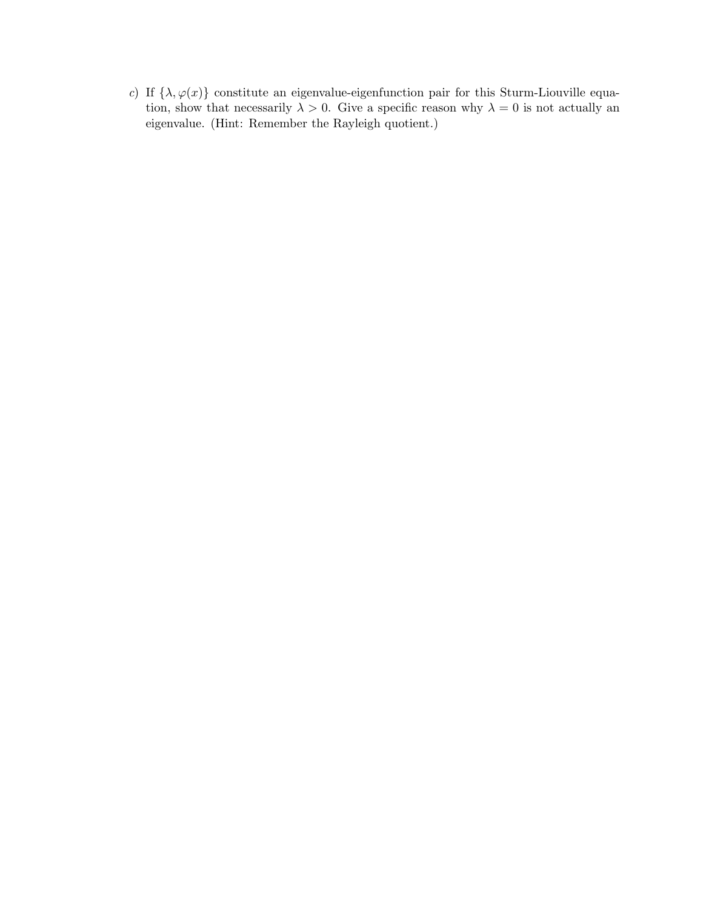*c)* If $\{\lambda, \varphi(x)\}$ constitute an eigenvalue-eigenfunction pair for this Sturm-Liouville equation, show that necessarily $\lambda > 0$. Give a specific reason why $\lambda = 0$ is not actually an eigenvalue. (Hint: Remember the Rayleigh quotient.)